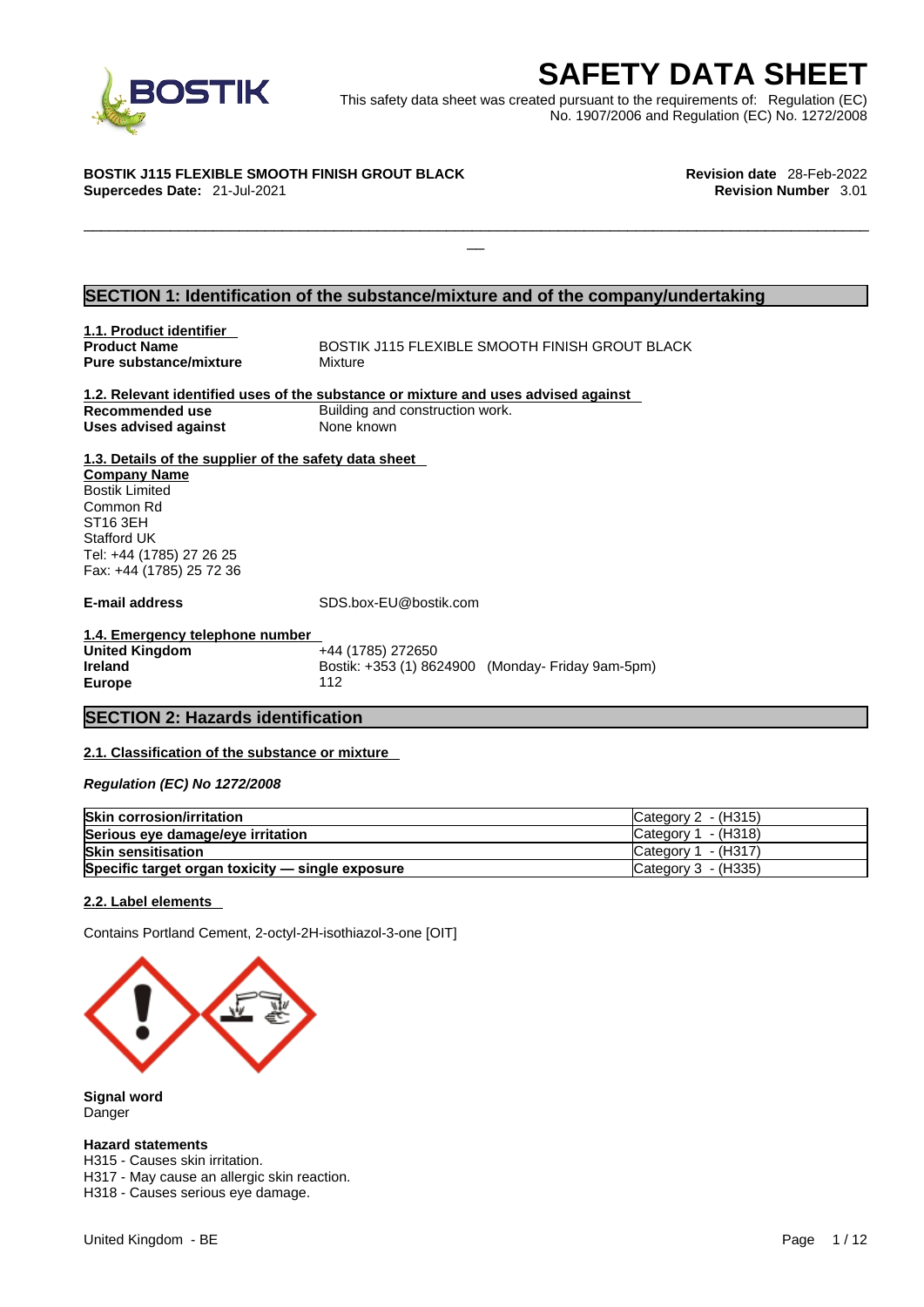# SAFETY DATA SHEET

This safety data sheet was created pursuant to the requirements of: Regulation (EC) No. 1907/2006 and Regulation (EC) No. 1272/2008

**BOSTIK J115 FLEXIBLE SMOOTH FINISH GROUT BLACK**
**Supercedes Date:** 21-Jul-2021

**Revision date** 28-Feb-2022
**Revision Number** 3.01

## SECTION 1: Identification of the substance/mixture and of the company/undertaking

### 1.1. Product identifier

**Product Name** BOSTIK J115 FLEXIBLE SMOOTH FINISH GROUT BLACK
**Pure substance/mixture** Mixture

### 1.2. Relevant identified uses of the substance or mixture and uses advised against

**Recommended use** Building and construction work.
**Uses advised against** None known

### 1.3. Details of the supplier of the safety data sheet

**Company Name**
Bostik Limited
Common Rd
ST16 3EH
Stafford UK
Tel: +44 (1785) 27 26 25
Fax: +44 (1785) 25 72 36

**E-mail address** SDS.box-EU@bostik.com

### 1.4. Emergency telephone number

**United Kingdom** +44 (1785) 272650
**Ireland** Bostik: +353 (1) 8624900 (Monday- Friday 9am-5pm)
**Europe** 112

## SECTION 2: Hazards identification

### 2.1. Classification of the substance or mixture

*Regulation (EC) No 1272/2008*

| | |
|---|---|
| **Skin corrosion/irritation** | Category 2 - (H315) |
| **Serious eye damage/eye irritation** | Category 1 - (H318) |
| **Skin sensitisation** | Category 1 - (H317) |
| **Specific target organ toxicity — single exposure** | Category 3 - (H335) |

### 2.2. Label elements

Contains Portland Cement, 2-octyl-2H-isothiazol-3-one [OIT]

**Signal word**
Danger

**Hazard statements**
H315 - Causes skin irritation.
H317 - May cause an allergic skin reaction.
H318 - Causes serious eye damage.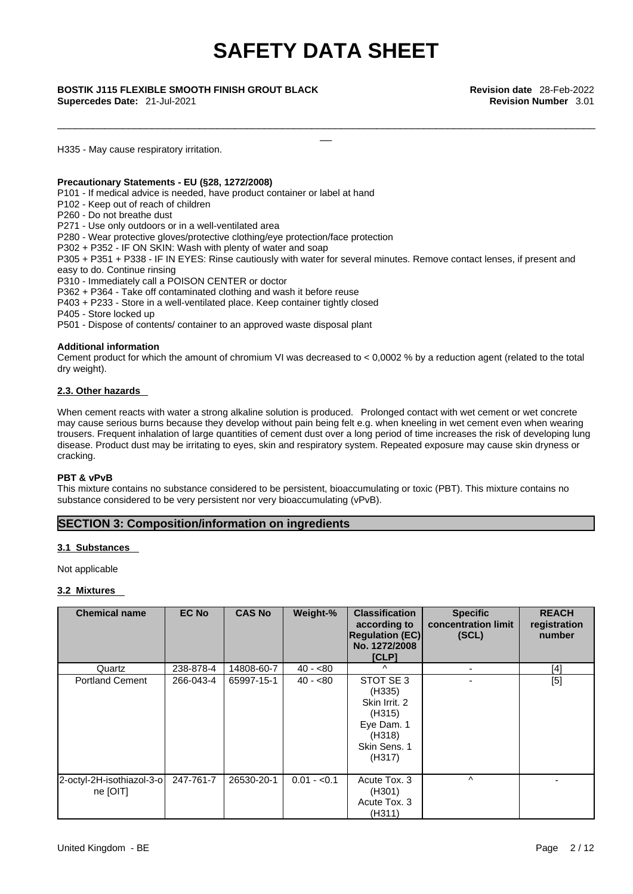H335 - May cause respiratory irritation.

**Precautionary Statements - EU (§28, 1272/2008)**

P101 - If medical advice is needed, have product container or label at hand
P102 - Keep out of reach of children
P260 - Do not breathe dust
P271 - Use only outdoors or in a well-ventilated area
P280 - Wear protective gloves/protective clothing/eye protection/face protection
P302 + P352 - IF ON SKIN: Wash with plenty of water and soap
P305 + P351 + P338 - IF IN EYES: Rinse cautiously with water for several minutes. Remove contact lenses, if present and easy to do. Continue rinsing
P310 - Immediately call a POISON CENTER or doctor
P362 + P364 - Take off contaminated clothing and wash it before reuse
P403 + P233 - Store in a well-ventilated place. Keep container tightly closed
P405 - Store locked up
P501 - Dispose of contents/ container to an approved waste disposal plant

**Additional information**

Cement product for which the amount of chromium VI was decreased to < 0,0002 % by a reduction agent (related to the total dry weight).

### 2.3. Other hazards

When cement reacts with water a strong alkaline solution is produced. Prolonged contact with wet cement or wet concrete may cause serious burns because they develop without pain being felt e.g. when kneeling in wet cement even when wearing trousers. Frequent inhalation of large quantities of cement dust over a long period of time increases the risk of developing lung disease. Product dust may be irritating to eyes, skin and respiratory system. Repeated exposure may cause skin dryness or cracking.

**PBT & vPvB**

This mixture contains no substance considered to be persistent, bioaccumulating or toxic (PBT). This mixture contains no substance considered to be very persistent nor very bioaccumulating (vPvB).

## SECTION 3: Composition/information on ingredients

### 3.1 Substances

Not applicable

### 3.2 Mixtures

| Chemical name | EC No | CAS No | Weight-% | Classification according to Regulation (EC) No. 1272/2008 [CLP] | Specific concentration limit (SCL) | REACH registration number |
|---|---|---|---|---|---|---|
| Quartz | 238-878-4 | 14808-60-7 | 40 - <80 | ^ | - | [4] |
| Portland Cement | 266-043-4 | 65997-15-1 | 40 - <80 | STOT SE 3 (H335) Skin Irrit. 2 (H315) Eye Dam. 1 (H318) Skin Sens. 1 (H317) | - | [5] |
| 2-octyl-2H-isothiazol-3-one [OIT] | 247-761-7 | 26530-20-1 | 0.01 - <0.1 | Acute Tox. 3 (H301) Acute Tox. 3 (H311) | ^ | - |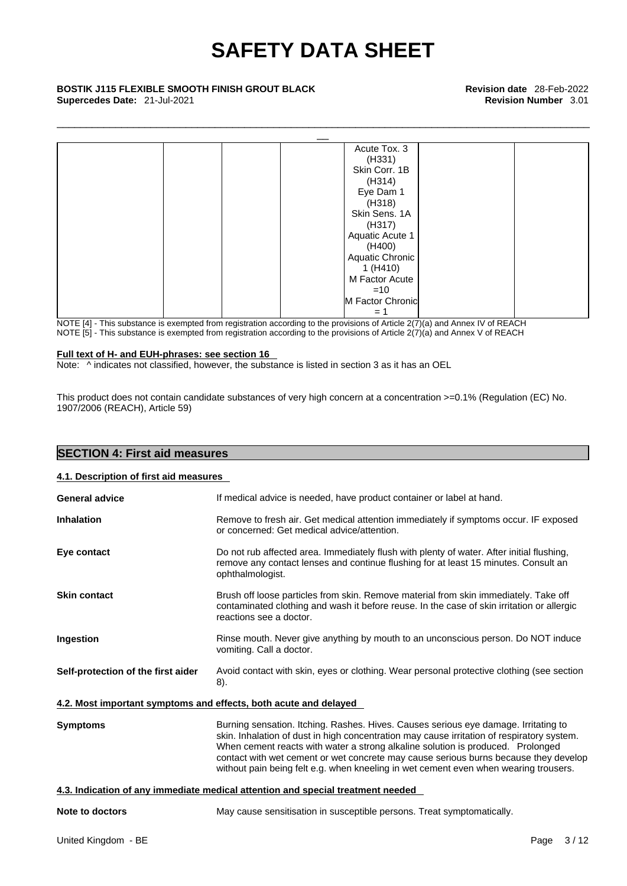# SAFETY DATA SHEET

**BOSTIK J115 FLEXIBLE SMOOTH FINISH GROUT BLACK** **Revision date** 28-Feb-2022
**Supercedes Date:** 21-Jul-2021 **Revision Number** 3.01

| | | | | | | |
|---|---|---|---|---|---|---|
| | | | | Acute Tox. 3 (H331) Skin Corr. 1B (H314) Eye Dam 1 (H318) Skin Sens. 1A (H317) Aquatic Acute 1 (H400) Aquatic Chronic 1 (H410) M Factor Acute =10 M Factor Chronic = 1 | | |

NOTE [4] - This substance is exempted from registration according to the provisions of Article 2(7)(a) and Annex IV of REACH
NOTE [5] - This substance is exempted from registration according to the provisions of Article 2(7)(a) and Annex V of REACH

**Full text of H- and EUH-phrases: see section 16**

Note: ^ indicates not classified, however, the substance is listed in section 3 as it has an OEL

This product does not contain candidate substances of very high concern at a concentration >=0.1% (Regulation (EC) No. 1907/2006 (REACH), Article 59)

## SECTION 4: First aid measures

### 4.1. Description of first aid measures

**General advice** If medical advice is needed, have product container or label at hand.

**Inhalation** Remove to fresh air. Get medical attention immediately if symptoms occur. IF exposed or concerned: Get medical advice/attention.

**Eye contact** Do not rub affected area. Immediately flush with plenty of water. After initial flushing, remove any contact lenses and continue flushing for at least 15 minutes. Consult an ophthalmologist.

**Skin contact** Brush off loose particles from skin. Remove material from skin immediately. Take off contaminated clothing and wash it before reuse. In the case of skin irritation or allergic reactions see a doctor.

**Ingestion** Rinse mouth. Never give anything by mouth to an unconscious person. Do NOT induce vomiting. Call a doctor.

**Self-protection of the first aider** Avoid contact with skin, eyes or clothing. Wear personal protective clothing (see section 8).

### 4.2. Most important symptoms and effects, both acute and delayed

**Symptoms** Burning sensation. Itching. Rashes. Hives. Causes serious eye damage. Irritating to skin. Inhalation of dust in high concentration may cause irritation of respiratory system. When cement reacts with water a strong alkaline solution is produced. Prolonged contact with wet cement or wet concrete may cause serious burns because they develop without pain being felt e.g. when kneeling in wet cement even when wearing trousers.

### 4.3. Indication of any immediate medical attention and special treatment needed

**Note to doctors** May cause sensitisation in susceptible persons. Treat symptomatically.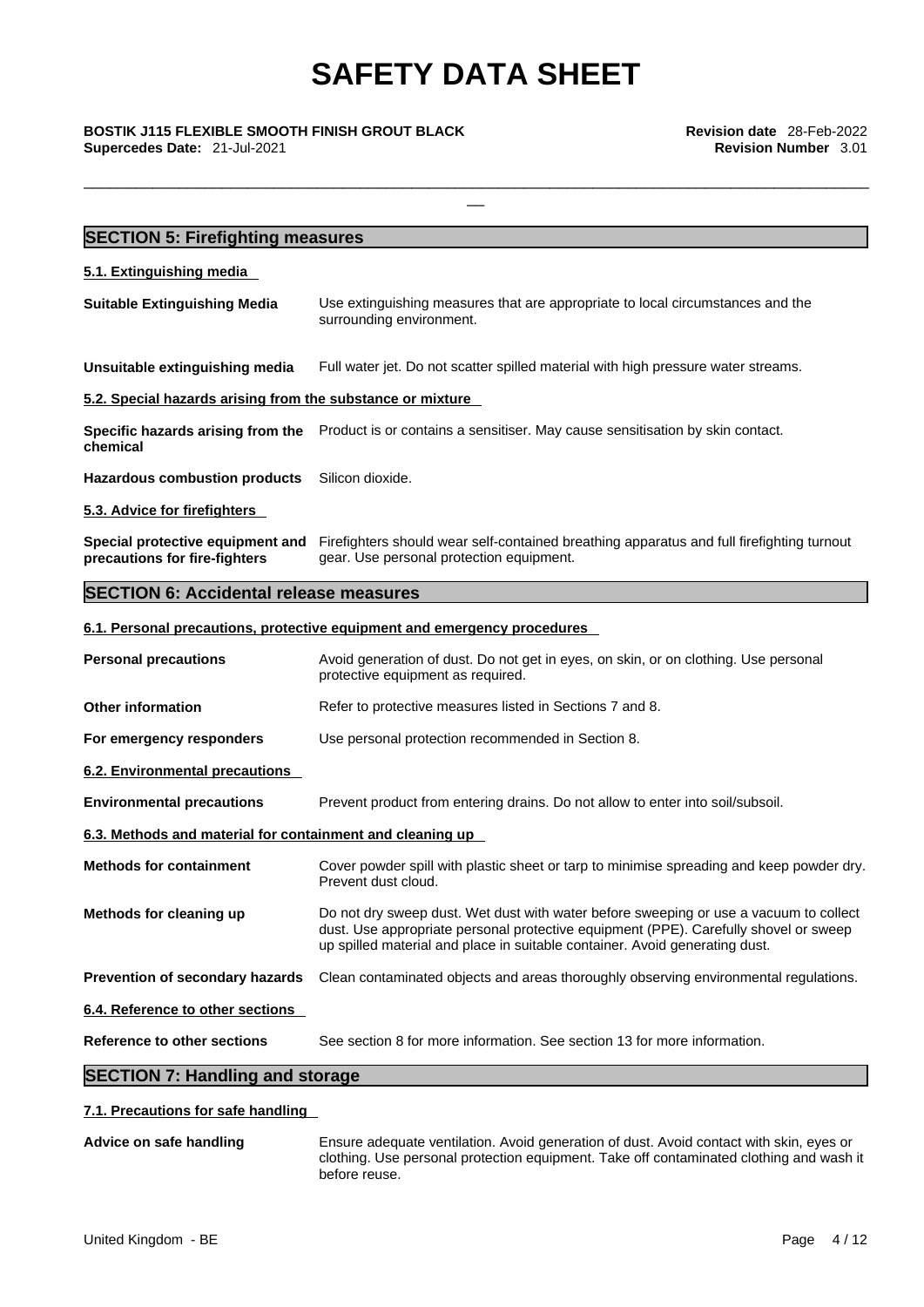## SECTION 5: Firefighting measures

### 5.1. Extinguishing media

**Suitable Extinguishing Media** Use extinguishing measures that are appropriate to local circumstances and the surrounding environment.

**Unsuitable extinguishing media** Full water jet. Do not scatter spilled material with high pressure water streams.

### 5.2. Special hazards arising from the substance or mixture

**Specific hazards arising from the chemical** Product is or contains a sensitiser. May cause sensitisation by skin contact.

**Hazardous combustion products** Silicon dioxide.

### 5.3. Advice for firefighters

**Special protective equipment and precautions for fire-fighters** Firefighters should wear self-contained breathing apparatus and full firefighting turnout gear. Use personal protection equipment.

## SECTION 6: Accidental release measures

### 6.1. Personal precautions, protective equipment and emergency procedures

**Personal precautions** Avoid generation of dust. Do not get in eyes, on skin, or on clothing. Use personal protective equipment as required.

**Other information** Refer to protective measures listed in Sections 7 and 8.

**For emergency responders** Use personal protection recommended in Section 8.

### 6.2. Environmental precautions

**Environmental precautions** Prevent product from entering drains. Do not allow to enter into soil/subsoil.

### 6.3. Methods and material for containment and cleaning up

**Methods for containment** Cover powder spill with plastic sheet or tarp to minimise spreading and keep powder dry. Prevent dust cloud.

**Methods for cleaning up** Do not dry sweep dust. Wet dust with water before sweeping or use a vacuum to collect dust. Use appropriate personal protective equipment (PPE). Carefully shovel or sweep up spilled material and place in suitable container. Avoid generating dust.

**Prevention of secondary hazards** Clean contaminated objects and areas thoroughly observing environmental regulations.

### 6.4. Reference to other sections

**Reference to other sections** See section 8 for more information. See section 13 for more information.

## SECTION 7: Handling and storage

### 7.1. Precautions for safe handling

**Advice on safe handling** Ensure adequate ventilation. Avoid generation of dust. Avoid contact with skin, eyes or clothing. Use personal protection equipment. Take off contaminated clothing and wash it before reuse.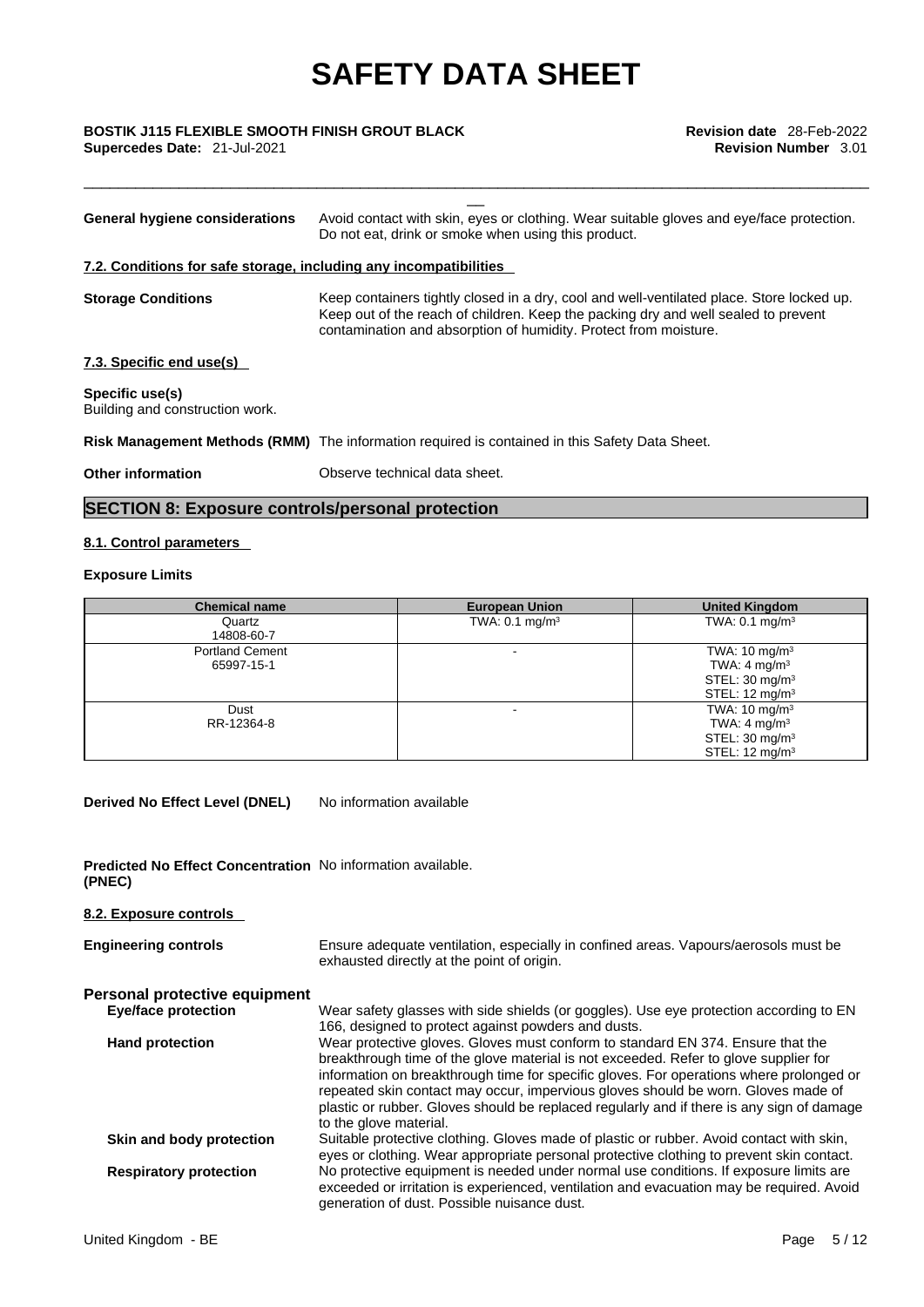**General hygiene considerations** Avoid contact with skin, eyes or clothing. Wear suitable gloves and eye/face protection. Do not eat, drink or smoke when using this product.

**7.2. Conditions for safe storage, including any incompatibilities**

**Storage Conditions** Keep containers tightly closed in a dry, cool and well-ventilated place. Store locked up. Keep out of the reach of children. Keep the packing dry and well sealed to prevent contamination and absorption of humidity. Protect from moisture.

**7.3. Specific end use(s)**

**Specific use(s)**
Building and construction work.

**Risk Management Methods (RMM)** The information required is contained in this Safety Data Sheet.

**Other information** Observe technical data sheet.

## SECTION 8: Exposure controls/personal protection

**8.1. Control parameters**

**Exposure Limits**

| Chemical name | European Union | United Kingdom |
|---|---|---|
| Quartz<br>14808-60-7 | TWA: 0.1 mg/m³ | TWA: 0.1 mg/m³ |
| Portland Cement<br>65997-15-1 | - | TWA: 10 mg/m³<br>TWA: 4 mg/m³<br>STEL: 30 mg/m³<br>STEL: 12 mg/m³ |
| Dust<br>RR-12364-8 | - | TWA: 10 mg/m³<br>TWA: 4 mg/m³<br>STEL: 30 mg/m³<br>STEL: 12 mg/m³ |

**Derived No Effect Level (DNEL)** No information available

**Predicted No Effect Concentration (PNEC)** No information available.

**8.2. Exposure controls**

**Engineering controls** Ensure adequate ventilation, especially in confined areas. Vapours/aerosols must be exhausted directly at the point of origin.

**Personal protective equipment**

**Eye/face protection** Wear safety glasses with side shields (or goggles). Use eye protection according to EN 166, designed to protect against powders and dusts.

**Hand protection** Wear protective gloves. Gloves must conform to standard EN 374. Ensure that the breakthrough time of the glove material is not exceeded. Refer to glove supplier for information on breakthrough time for specific gloves. For operations where prolonged or repeated skin contact may occur, impervious gloves should be worn. Gloves made of plastic or rubber. Gloves should be replaced regularly and if there is any sign of damage to the glove material.

**Skin and body protection** Suitable protective clothing. Gloves made of plastic or rubber. Avoid contact with skin, eyes or clothing. Wear appropriate personal protective clothing to prevent skin contact.

**Respiratory protection** No protective equipment is needed under normal use conditions. If exposure limits are exceeded or irritation is experienced, ventilation and evacuation may be required. Avoid generation of dust. Possible nuisance dust.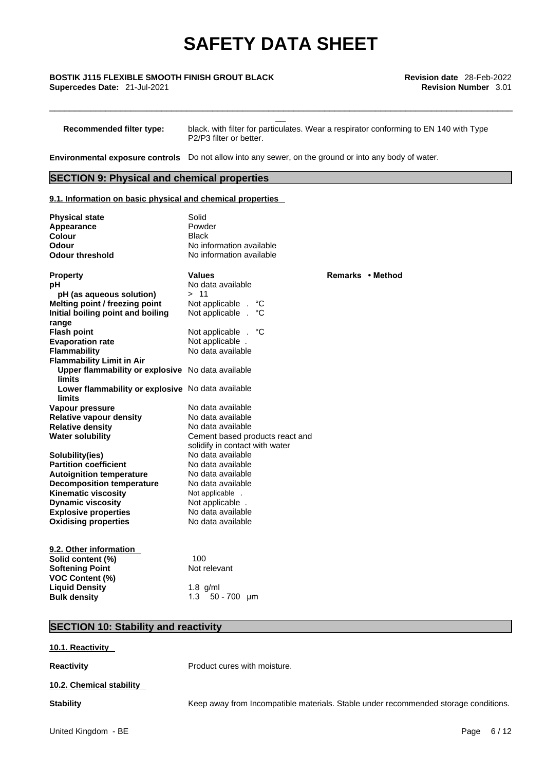| | |
|---|---|
| **Recommended filter type:** | black. with filter for particulates. Wear a respirator conforming to EN 140 with Type P2/P3 filter or better. |
| **Environmental exposure controls** | Do not allow into any sewer, on the ground or into any body of water. |

## SECTION 9: Physical and chemical properties

### 9.1. Information on basic physical and chemical properties

| | |
|---|---|
| **Physical state** | Solid |
| **Appearance** | Powder |
| **Colour** | Black |
| **Odour** | No information available |
| **Odour threshold** | No information available |

| **Property** | **Values** | **Remarks • Method** |
|---|---|---|
| **pH** | No data available | |
| **pH (as aqueous solution)** | > 11 | |
| **Melting point / freezing point** | Not applicable . °C | |
| **Initial boiling point and boiling range** | Not applicable . °C | |
| **Flash point** | Not applicable . °C | |
| **Evaporation rate** | Not applicable . | |
| **Flammability** | No data available | |
| **Flammability Limit in Air** | | |
| **Upper flammability or explosive limits** | No data available | |
| **Lower flammability or explosive limits** | No data available | |
| **Vapour pressure** | No data available | |
| **Relative vapour density** | No data available | |
| **Relative density** | No data available | |
| **Water solubility** | Cement based products react and solidify in contact with water | |
| **Solubility(ies)** | No data available | |
| **Partition coefficient** | No data available | |
| **Autoignition temperature** | No data available | |
| **Decomposition temperature** | No data available | |
| **Kinematic viscosity** | Not applicable . | |
| **Dynamic viscosity** | Not applicable . | |
| **Explosive properties** | No data available | |
| **Oxidising properties** | No data available | |

### 9.2. Other information

| | |
|---|---|
| **Solid content (%)** | 100 |
| **Softening Point** | Not relevant |
| **VOC Content (%)** | |
| **Liquid Density** | 1.8 g/ml |
| **Bulk density** | 1.3 50 - 700 µm |

## SECTION 10: Stability and reactivity

### 10.1. Reactivity

**Reactivity** Product cures with moisture.

### 10.2. Chemical stability

**Stability** Keep away from Incompatible materials. Stable under recommended storage conditions.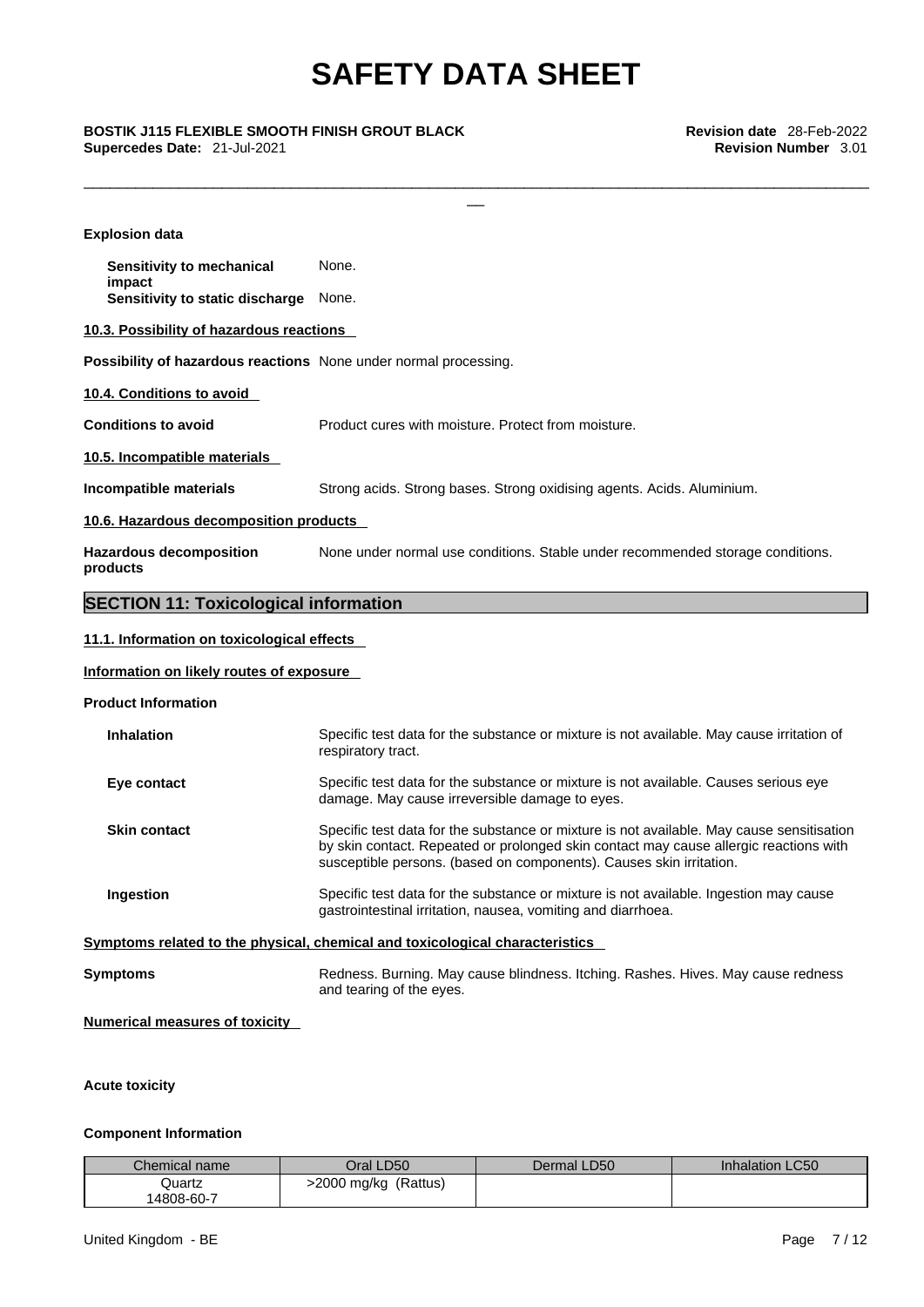**Explosion data**

**Sensitivity to mechanical impact** None.
**Sensitivity to static discharge** None.

**10.3. Possibility of hazardous reactions**

**Possibility of hazardous reactions** None under normal processing.

**10.4. Conditions to avoid**

**Conditions to avoid** Product cures with moisture. Protect from moisture.

**10.5. Incompatible materials**

**Incompatible materials** Strong acids. Strong bases. Strong oxidising agents. Acids. Aluminium.

**10.6. Hazardous decomposition products**

**Hazardous decomposition products** None under normal use conditions. Stable under recommended storage conditions.

## SECTION 11: Toxicological information

**11.1. Information on toxicological effects**

**Information on likely routes of exposure**

**Product Information**

**Inhalation** Specific test data for the substance or mixture is not available. May cause irritation of respiratory tract.

**Eye contact** Specific test data for the substance or mixture is not available. Causes serious eye damage. May cause irreversible damage to eyes.

**Skin contact** Specific test data for the substance or mixture is not available. May cause sensitisation by skin contact. Repeated or prolonged skin contact may cause allergic reactions with susceptible persons. (based on components). Causes skin irritation.

**Ingestion** Specific test data for the substance or mixture is not available. Ingestion may cause gastrointestinal irritation, nausea, vomiting and diarrhoea.

**Symptoms related to the physical, chemical and toxicological characteristics**

**Symptoms** Redness. Burning. May cause blindness. Itching. Rashes. Hives. May cause redness and tearing of the eyes.

**Numerical measures of toxicity**

**Acute toxicity**

**Component Information**

| Chemical name | Oral LD50 | Dermal LD50 | Inhalation LC50 |
|---|---|---|---|
| Quartz 14808-60-7 | >2000 mg/kg (Rattus) | | |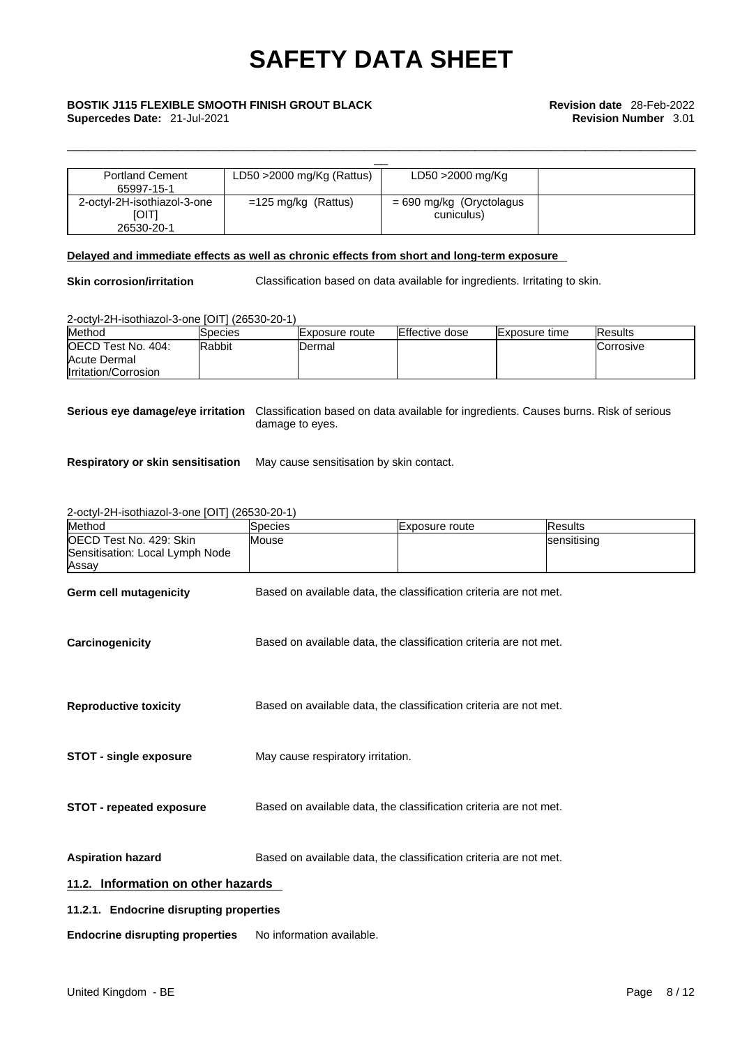| Portland Cement 65997-15-1 | LD50 >2000 mg/Kg (Rattus) | LD50 >2000 mg/Kg | |
|---|---|---|---|
| 2-octyl-2H-isothiazol-3-one [OIT] 26530-20-1 | =125 mg/kg (Rattus) | = 690 mg/kg (Oryctolagus cuniculus) | |

**Delayed and immediate effects as well as chronic effects from short and long-term exposure**

**Skin corrosion/irritation** Classification based on data available for ingredients. Irritating to skin.

2-octyl-2H-isothiazol-3-one [OIT] (26530-20-1)

| Method | Species | Exposure route | Effective dose | Exposure time | Results |
|---|---|---|---|---|---|
| OECD Test No. 404: Acute Dermal Irritation/Corrosion | Rabbit | Dermal | | | Corrosive |

**Serious eye damage/eye irritation** Classification based on data available for ingredients. Causes burns. Risk of serious damage to eyes.

**Respiratory or skin sensitisation** May cause sensitisation by skin contact.

2-octyl-2H-isothiazol-3-one [OIT] (26530-20-1)

| Method | Species | Exposure route | Results |
|---|---|---|---|
| OECD Test No. 429: Skin Sensitisation: Local Lymph Node Assay | Mouse | | sensitising |

**Germ cell mutagenicity** Based on available data, the classification criteria are not met.

**Carcinogenicity** Based on available data, the classification criteria are not met.

**Reproductive toxicity** Based on available data, the classification criteria are not met.

**STOT - single exposure** May cause respiratory irritation.

**STOT - repeated exposure** Based on available data, the classification criteria are not met.

**Aspiration hazard** Based on available data, the classification criteria are not met.

## 11.2. Information on other hazards

### 11.2.1. Endocrine disrupting properties

**Endocrine disrupting properties** No information available.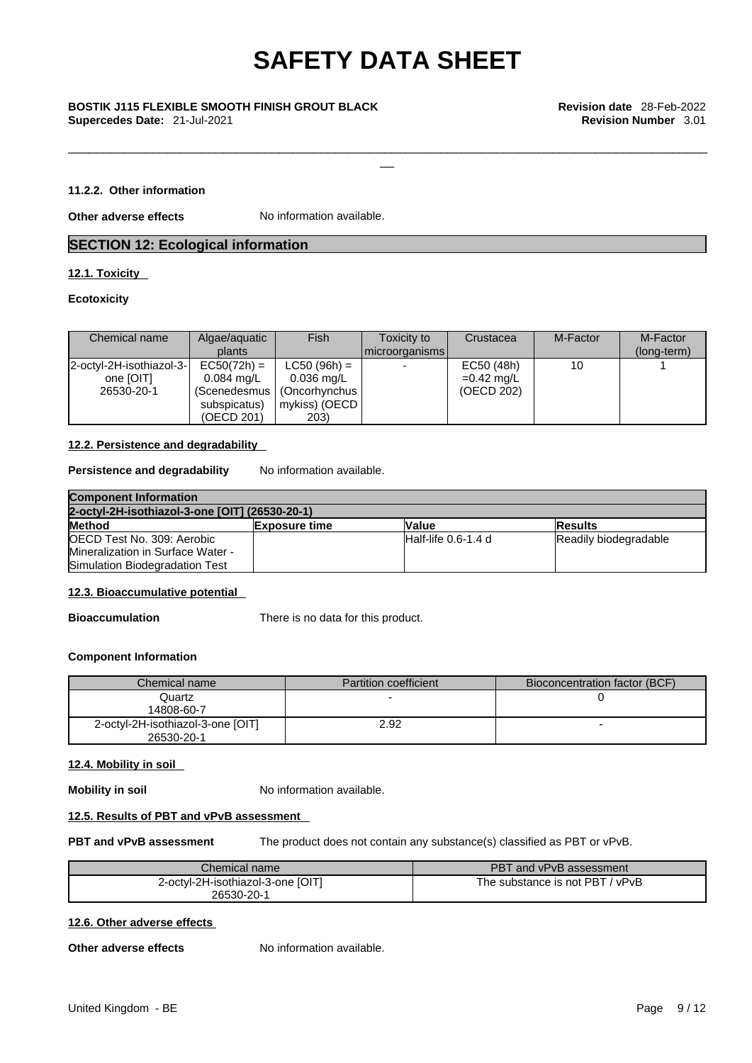#### 11.2.2. Other information

**Other adverse effects** No information available.

## SECTION 12: Ecological information

### 12.1. Toxicity

**Ecotoxicity**

| Chemical name | Algae/aquatic plants | Fish | Toxicity to microorganisms | Crustacea | M-Factor | M-Factor (long-term) |
|---|---|---|---|---|---|---|
| 2-octyl-2H-isothiazol-3-one [OIT] 26530-20-1 | EC50(72h) = 0.084 mg/L (Scenedesmus subspicatus) (OECD 201) | LC50 (96h) = 0.036 mg/L (Oncorhynchus mykiss) (OECD 203) | - | EC50 (48h) =0.42 mg/L (OECD 202) | 10 | 1 |

### 12.2. Persistence and degradability

**Persistence and degradability** No information available.

| **Component Information** | | | |
|---|---|---|---|
| **2-octyl-2H-isothiazol-3-one [OIT] (26530-20-1)** | | | |
| **Method** | **Exposure time** | **Value** | **Results** |
| OECD Test No. 309: Aerobic Mineralization in Surface Water - Simulation Biodegradation Test | | Half-life 0.6-1.4 d | Readily biodegradable |

### 12.3. Bioaccumulative potential

**Bioaccumulation** There is no data for this product.

**Component Information**

| Chemical name | Partition coefficient | Bioconcentration factor (BCF) |
|---|---|---|
| Quartz 14808-60-7 | - | 0 |
| 2-octyl-2H-isothiazol-3-one [OIT] 26530-20-1 | 2.92 | - |

### 12.4. Mobility in soil

**Mobility in soil** No information available.

### 12.5. Results of PBT and vPvB assessment

**PBT and vPvB assessment** The product does not contain any substance(s) classified as PBT or vPvB.

| Chemical name | PBT and vPvB assessment |
|---|---|
| 2-octyl-2H-isothiazol-3-one [OIT] 26530-20-1 | The substance is not PBT / vPvB |

### 12.6. Other adverse effects

**Other adverse effects** No information available.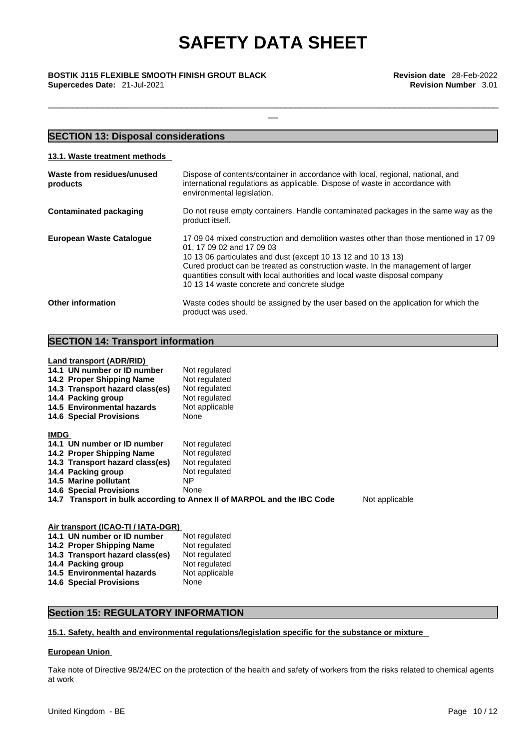## SECTION 13: Disposal considerations

### 13.1. Waste treatment methods

| | |
|---|---|
| **Waste from residues/unused products** | Dispose of contents/container in accordance with local, regional, national, and international regulations as applicable. Dispose of waste in accordance with environmental legislation. |
| **Contaminated packaging** | Do not reuse empty containers. Handle contaminated packages in the same way as the product itself. |
| **European Waste Catalogue** | 17 09 04 mixed construction and demolition wastes other than those mentioned in 17 09 01, 17 09 02 and 17 09 03<br>10 13 06 particulates and dust (except 10 13 12 and 10 13 13)<br>Cured product can be treated as construction waste. In the management of larger quantities consult with local authorities and local waste disposal company<br>10 13 14 waste concrete and concrete sludge |
| **Other information** | Waste codes should be assigned by the user based on the application for which the product was used. |

## SECTION 14: Transport information

**Land transport (ADR/RID)**

| | |
|---|---|
| **14.1 UN number or ID number** | Not regulated |
| **14.2 Proper Shipping Name** | Not regulated |
| **14.3 Transport hazard class(es)** | Not regulated |
| **14.4 Packing group** | Not regulated |
| **14.5 Environmental hazards** | Not applicable |
| **14.6 Special Provisions** | None |

**IMDG**

| | |
|---|---|
| **14.1 UN number or ID number** | Not regulated |
| **14.2 Proper Shipping Name** | Not regulated |
| **14.3 Transport hazard class(es)** | Not regulated |
| **14.4 Packing group** | Not regulated |
| **14.5 Marine pollutant** | NP |
| **14.6 Special Provisions** | None |
| **14.7 Transport in bulk according to Annex II of MARPOL and the IBC Code** | Not applicable |

**Air transport (ICAO-TI / IATA-DGR)**

| | |
|---|---|
| **14.1 UN number or ID number** | Not regulated |
| **14.2 Proper Shipping Name** | Not regulated |
| **14.3 Transport hazard class(es)** | Not regulated |
| **14.4 Packing group** | Not regulated |
| **14.5 Environmental hazards** | Not applicable |
| **14.6 Special Provisions** | None |

## Section 15: REGULATORY INFORMATION

### 15.1. Safety, health and environmental regulations/legislation specific for the substance or mixture

**European Union**

Take note of Directive 98/24/EC on the protection of the health and safety of workers from the risks related to chemical agents at work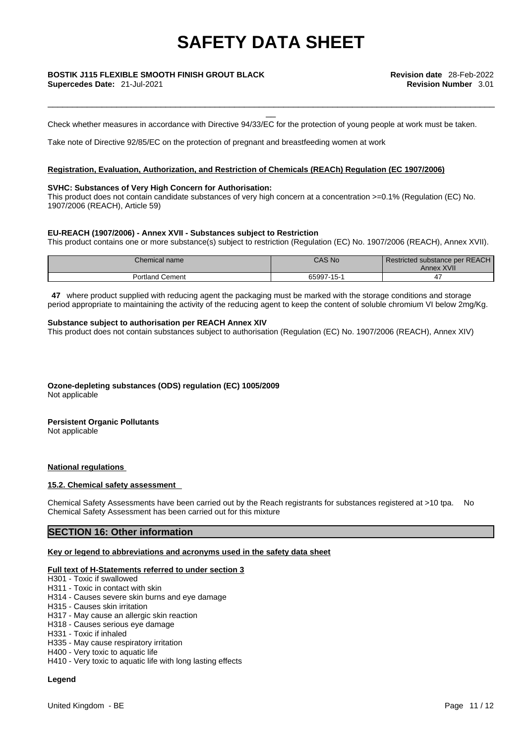Check whether measures in accordance with Directive 94/33/EC for the protection of young people at work must be taken.

Take note of Directive 92/85/EC on the protection of pregnant and breastfeeding women at work

**Registration, Evaluation, Authorization, and Restriction of Chemicals (REACh) Regulation (EC 1907/2006)**

**SVHC: Substances of Very High Concern for Authorisation:**

This product does not contain candidate substances of very high concern at a concentration >=0.1% (Regulation (EC) No. 1907/2006 (REACH), Article 59)

**EU-REACH (1907/2006) - Annex XVII - Substances subject to Restriction**

This product contains one or more substance(s) subject to restriction (Regulation (EC) No. 1907/2006 (REACH), Annex XVII).

| Chemical name | CAS No | Restricted substance per REACH Annex XVII |
|---|---|---|
| Portland Cement | 65997-15-1 | 47 |

**47** where product supplied with reducing agent the packaging must be marked with the storage conditions and storage period appropriate to maintaining the activity of the reducing agent to keep the content of soluble chromium VI below 2mg/Kg.

**Substance subject to authorisation per REACH Annex XIV**

This product does not contain substances subject to authorisation (Regulation (EC) No. 1907/2006 (REACH), Annex XIV)

**Ozone-depleting substances (ODS) regulation (EC) 1005/2009**

Not applicable

**Persistent Organic Pollutants**

Not applicable

**National regulations**

**15.2. Chemical safety assessment**

Chemical Safety Assessments have been carried out by the Reach registrants for substances registered at >10 tpa. No Chemical Safety Assessment has been carried out for this mixture

## SECTION 16: Other information

**Key or legend to abbreviations and acronyms used in the safety data sheet**

**Full text of H-Statements referred to under section 3**

H301 - Toxic if swallowed
H311 - Toxic in contact with skin
H314 - Causes severe skin burns and eye damage
H315 - Causes skin irritation
H317 - May cause an allergic skin reaction
H318 - Causes serious eye damage
H331 - Toxic if inhaled
H335 - May cause respiratory irritation
H400 - Very toxic to aquatic life
H410 - Very toxic to aquatic life with long lasting effects

**Legend**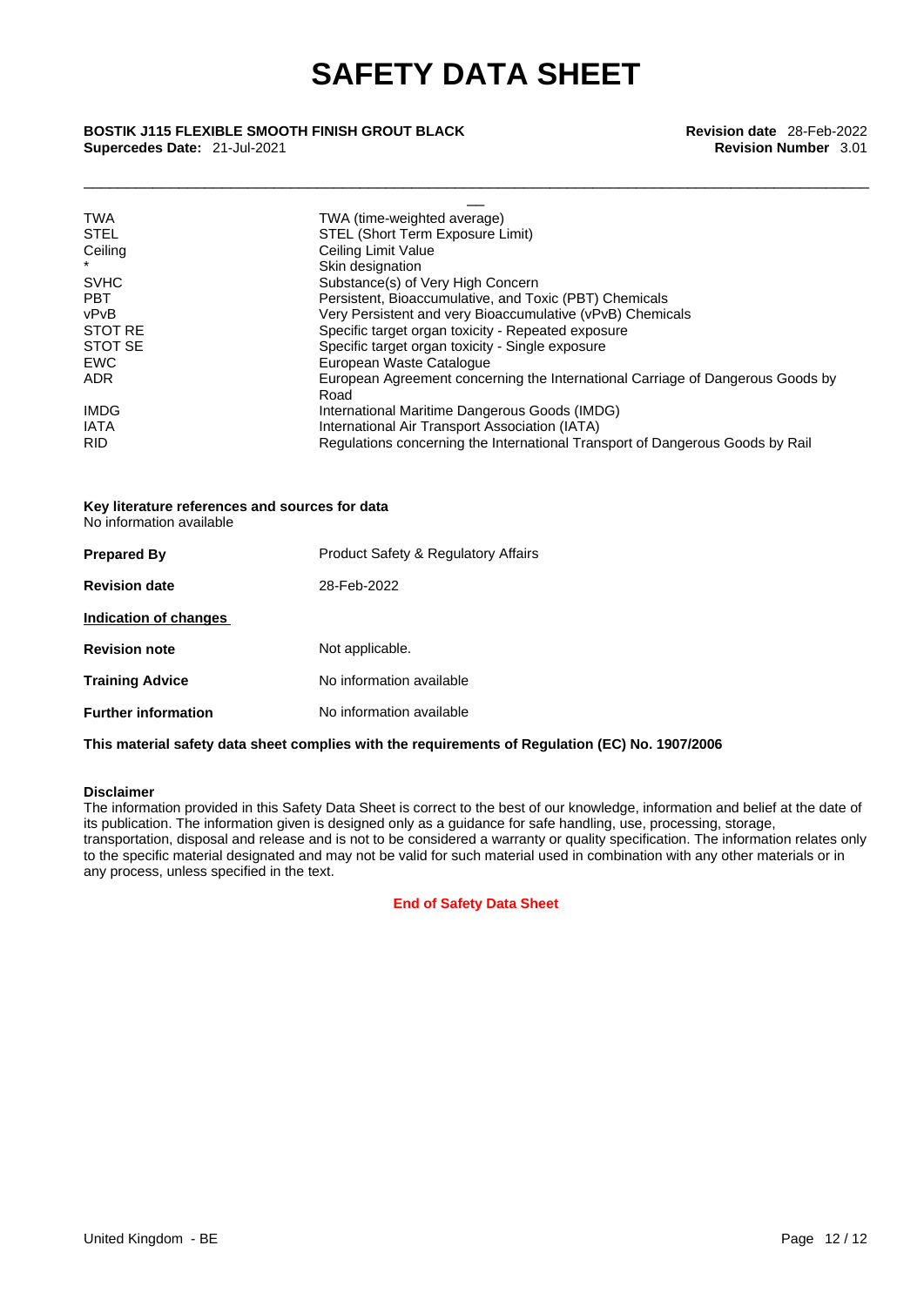| | |
|---|---|
| TWA | TWA (time-weighted average) |
| STEL | STEL (Short Term Exposure Limit) |
| Ceiling | Ceiling Limit Value |
| * | Skin designation |
| SVHC | Substance(s) of Very High Concern |
| PBT | Persistent, Bioaccumulative, and Toxic (PBT) Chemicals |
| vPvB | Very Persistent and very Bioaccumulative (vPvB) Chemicals |
| STOT RE | Specific target organ toxicity - Repeated exposure |
| STOT SE | Specific target organ toxicity - Single exposure |
| EWC | European Waste Catalogue |
| ADR | European Agreement concerning the International Carriage of Dangerous Goods by Road |
| IMDG | International Maritime Dangerous Goods (IMDG) |
| IATA | International Air Transport Association (IATA) |
| RID | Regulations concerning the International Transport of Dangerous Goods by Rail |

**Key literature references and sources for data**
No information available

**Prepared By** Product Safety & Regulatory Affairs

**Revision date** 28-Feb-2022

**Indication of changes**

**Revision note** Not applicable.

**Training Advice** No information available

**Further information** No information available

**This material safety data sheet complies with the requirements of Regulation (EC) No. 1907/2006**

**Disclaimer**
The information provided in this Safety Data Sheet is correct to the best of our knowledge, information and belief at the date of its publication. The information given is designed only as a guidance for safe handling, use, processing, storage, transportation, disposal and release and is not to be considered a warranty or quality specification. The information relates only to the specific material designated and may not be valid for such material used in combination with any other materials or in any process, unless specified in the text.

**End of Safety Data Sheet**